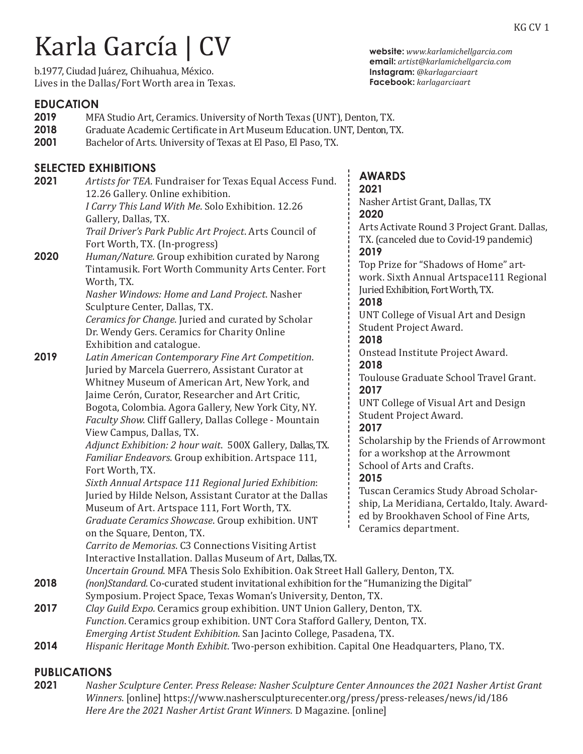# Karla García | CV

b.1977, Ciudad Juárez, Chihuahua, México.
Lives in the Dallas/Fort Worth area in Texas.

**website:** *www.karlamichellgarcia.com*
**email:** *artist@karlamichellgarcia.com*
**Instagram:** *@karlagarciaart*
**Facebook:** *karlagarciaart*

## EDUCATION

**2019** MFA Studio Art, Ceramics. University of North Texas (UNT), Denton, TX.
**2018** Graduate Academic Certificate in Art Museum Education. UNT, Denton, TX.
**2001** Bachelor of Arts. University of Texas at El Paso, El Paso, TX.

## SELECTED EXHIBITIONS

**2021**
*Artists for TEA*. Fundraiser for Texas Equal Access Fund. 12.26 Gallery. Online exhibition.
*I Carry This Land With Me*. Solo Exhibition. 12.26 Gallery, Dallas, TX.
*Trail Driver's Park Public Art Project*. Arts Council of Fort Worth, TX. (In-progress)

**2020**
*Human/Nature*. Group exhibition curated by Narong Tintamusik. Fort Worth Community Arts Center. Fort Worth, TX.
*Nasher Windows: Home and Land Project*. Nasher Sculpture Center, Dallas, TX.
*Ceramics for Change*. Juried and curated by Scholar Dr. Wendy Gers. Ceramics for Charity Online Exhibition and catalogue.

**2019**
*Latin American Contemporary Fine Art Competition*. Juried by Marcela Guerrero, Assistant Curator at Whitney Museum of American Art, New York, and Jaime Cerón, Curator, Researcher and Art Critic, Bogota, Colombia. Agora Gallery, New York City, NY.
*Faculty Show*. Cliff Gallery, Dallas College - Mountain View Campus, Dallas, TX.
*Adjunct Exhibition: 2 hour wait*. 500X Gallery, Dallas, TX.
*Familiar Endeavors*. Group exhibition. Artspace 111, Fort Worth, TX.
*Sixth Annual Artspace 111 Regional Juried Exhibition*: Juried by Hilde Nelson, Assistant Curator at the Dallas Museum of Art. Artspace 111, Fort Worth, TX.
*Graduate Ceramics Showcase*. Group exhibition. UNT on the Square, Denton, TX.
*Carrito de Memorias*. C3 Connections Visiting Artist Interactive Installation. Dallas Museum of Art, Dallas, TX.
*Uncertain Ground*. MFA Thesis Solo Exhibition. Oak Street Hall Gallery, Denton, TX.

**2018**
*(non)Standard*. Co-curated student invitational exhibition for the "Humanizing the Digital" Symposium. Project Space, Texas Woman's University, Denton, TX.

**2017**
*Clay Guild Expo*. Ceramics group exhibition. UNT Union Gallery, Denton, TX.
*Function*. Ceramics group exhibition. UNT Cora Stafford Gallery, Denton, TX.
*Emerging Artist Student Exhibition*. San Jacinto College, Pasadena, TX.

**2014**
*Hispanic Heritage Month Exhibit*. Two-person exhibition. Capital One Headquarters, Plano, TX.

## AWARDS

**2021**
Nasher Artist Grant, Dallas, TX

**2020**
Arts Activate Round 3 Project Grant. Dallas, TX. (canceled due to Covid-19 pandemic)

**2019**
Top Prize for "Shadows of Home" artwork. Sixth Annual Artspace111 Regional Juried Exhibition, Fort Worth, TX.

**2018**
UNT College of Visual Art and Design Student Project Award.

**2018**
Onstead Institute Project Award.

**2018**
Toulouse Graduate School Travel Grant.

**2017**
UNT College of Visual Art and Design Student Project Award.

**2017**
Scholarship by the Friends of Arrowmont for a workshop at the Arrowmont School of Arts and Crafts.

**2015**
Tuscan Ceramics Study Abroad Scholarship, La Meridiana, Certaldo, Italy. Awarded by Brookhaven School of Fine Arts, Ceramics department.

## PUBLICATIONS

**2021**
*Nasher Sculpture Center. Press Release: Nasher Sculpture Center Announces the 2021 Nasher Artist Grant Winners*. [online] https://www.nashersculpturecenter.org/press/press-releases/news/id/186
*Here Are the 2021 Nasher Artist Grant Winners.* D Magazine. [online]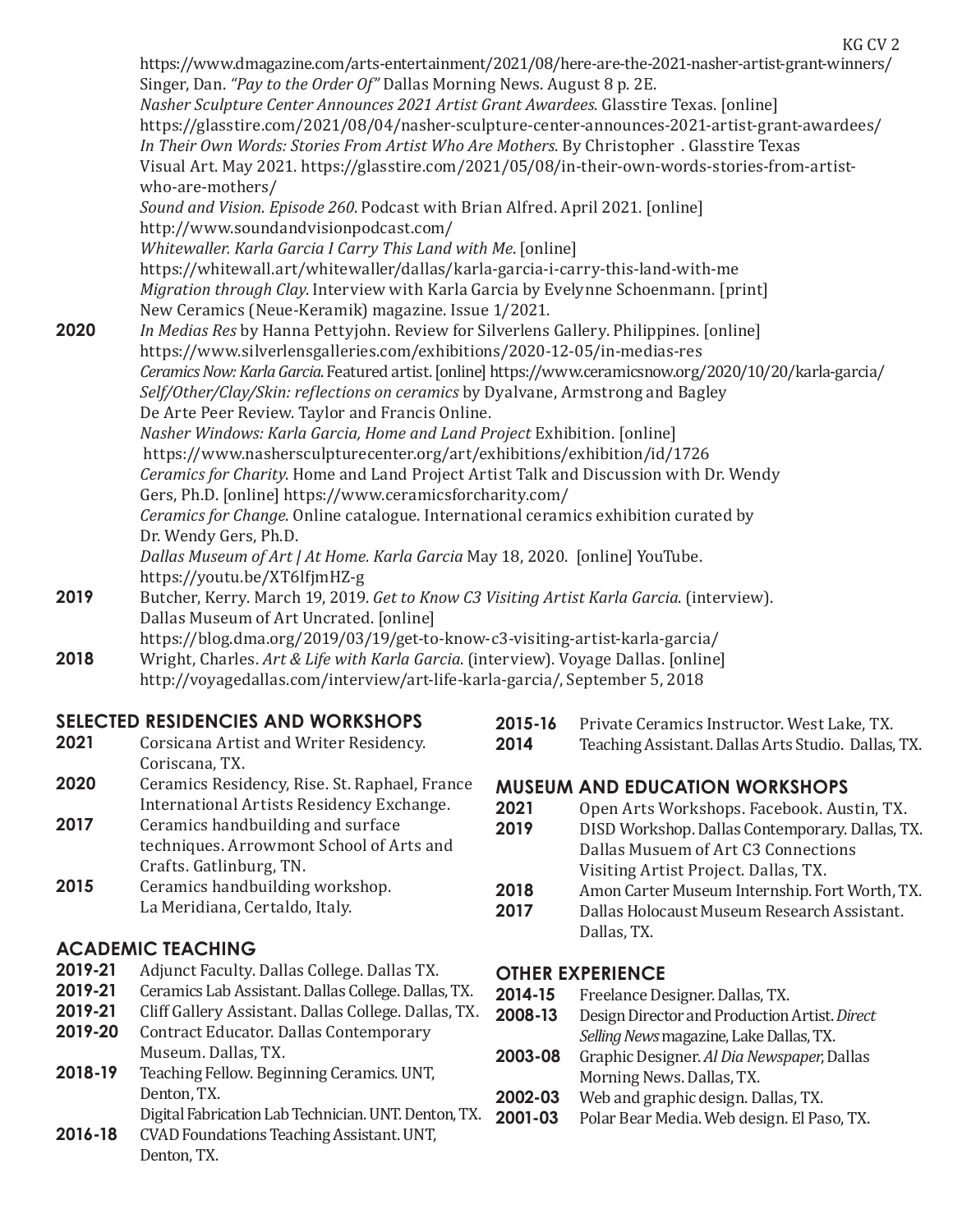https://www.dmagazine.com/arts-entertainment/2021/08/here-are-the-2021-nasher-artist-grant-winners/
Singer, Dan. *"Pay to the Order Of"* Dallas Morning News. August 8 p. 2E.
*Nasher Sculpture Center Announces 2021 Artist Grant Awardees*. Glasstire Texas. [online] https://glasstire.com/2021/08/04/nasher-sculpture-center-announces-2021-artist-grant-awardees/
*In Their Own Words: Stories From Artist Who Are Mothers*. By Christopher . Glasstire Texas Visual Art. May 2021. https://glasstire.com/2021/05/08/in-their-own-words-stories-from-artist-who-are-mothers/
*Sound and Vision. Episode 260*. Podcast with Brian Alfred. April 2021. [online] http://www.soundandvisionpodcast.com/
*Whitewaller. Karla Garcia I Carry This Land with Me*. [online] https://whitewall.art/whitewaller/dallas/karla-garcia-i-carry-this-land-with-me
*Migration through Clay*. Interview with Karla Garcia by Evelynne Schoenmann. [print] New Ceramics (Neue-Keramik) magazine. Issue 1/2021.

**2020** *In Medias Res* by Hanna Pettyjohn. Review for Silverlens Gallery. Philippines. [online] https://www.silverlensgalleries.com/exhibitions/2020-12-05/in-medias-res
*Ceramics Now: Karla Garcia*. Featured artist. [online] https://www.ceramicsnow.org/2020/10/20/karla-garcia/
*Self/Other/Clay/Skin: reflections on ceramics* by Dyalvane, Armstrong and Bagley De Arte Peer Review. Taylor and Francis Online.
*Nasher Windows: Karla Garcia, Home and Land Project* Exhibition. [online] https://www.nashersculpturecenter.org/art/exhibitions/exhibition/id/1726
*Ceramics for Charity*. Home and Land Project Artist Talk and Discussion with Dr. Wendy Gers, Ph.D. [online] https://www.ceramicsforcharity.com/
*Ceramics for Change*. Online catalogue. International ceramics exhibition curated by Dr. Wendy Gers, Ph.D.
*Dallas Museum of Art | At Home. Karla Garcia* May 18, 2020. [online] YouTube. https://youtu.be/XT6lfjmHZ-g

**2019** Butcher, Kerry. March 19, 2019. *Get to Know C3 Visiting Artist Karla Garcia*. (interview). Dallas Museum of Art Uncrated. [online] https://blog.dma.org/2019/03/19/get-to-know-c3-visiting-artist-karla-garcia/

**2018** Wright, Charles. *Art & Life with Karla Garcia*. (interview). Voyage Dallas. [online] http://voyagedallas.com/interview/art-life-karla-garcia/, September 5, 2018

## SELECTED RESIDENCIES AND WORKSHOPS

**2021** Corsicana Artist and Writer Residency. Coriscana, TX.
**2020** Ceramics Residency, Rise. St. Raphael, France International Artists Residency Exchange.
**2017** Ceramics handbuilding and surface techniques. Arrowmont School of Arts and Crafts. Gatlinburg, TN.
**2015** Ceramics handbuilding workshop. La Meridiana, Certaldo, Italy.

## ACADEMIC TEACHING

**2019-21** Adjunct Faculty. Dallas College. Dallas TX.
**2019-21** Ceramics Lab Assistant. Dallas College. Dallas, TX.
**2019-21** Cliff Gallery Assistant. Dallas College. Dallas, TX.
**2019-20** Contract Educator. Dallas Contemporary Museum. Dallas, TX.
**2018-19** Teaching Fellow. Beginning Ceramics. UNT, Denton, TX.
Digital Fabrication Lab Technician. UNT. Denton, TX.
**2016-18** CVAD Foundations Teaching Assistant. UNT, Denton, TX.
**2015-16** Private Ceramics Instructor. West Lake, TX.
**2014** Teaching Assistant. Dallas Arts Studio. Dallas, TX.

## MUSEUM AND EDUCATION WORKSHOPS

**2021** Open Arts Workshops. Facebook. Austin, TX.
**2019** DISD Workshop. Dallas Contemporary. Dallas, TX.
Dallas Musuem of Art C3 Connections Visiting Artist Project. Dallas, TX.
**2018** Amon Carter Museum Internship. Fort Worth, TX.
**2017** Dallas Holocaust Museum Research Assistant. Dallas, TX.

## OTHER EXPERIENCE

**2014-15** Freelance Designer. Dallas, TX.
**2008-13** Design Director and Production Artist. *Direct Selling News* magazine, Lake Dallas, TX.
**2003-08** Graphic Designer. *Al Dia Newspaper*, Dallas Morning News. Dallas, TX.
**2002-03** Web and graphic design. Dallas, TX.
**2001-03** Polar Bear Media. Web design. El Paso, TX.